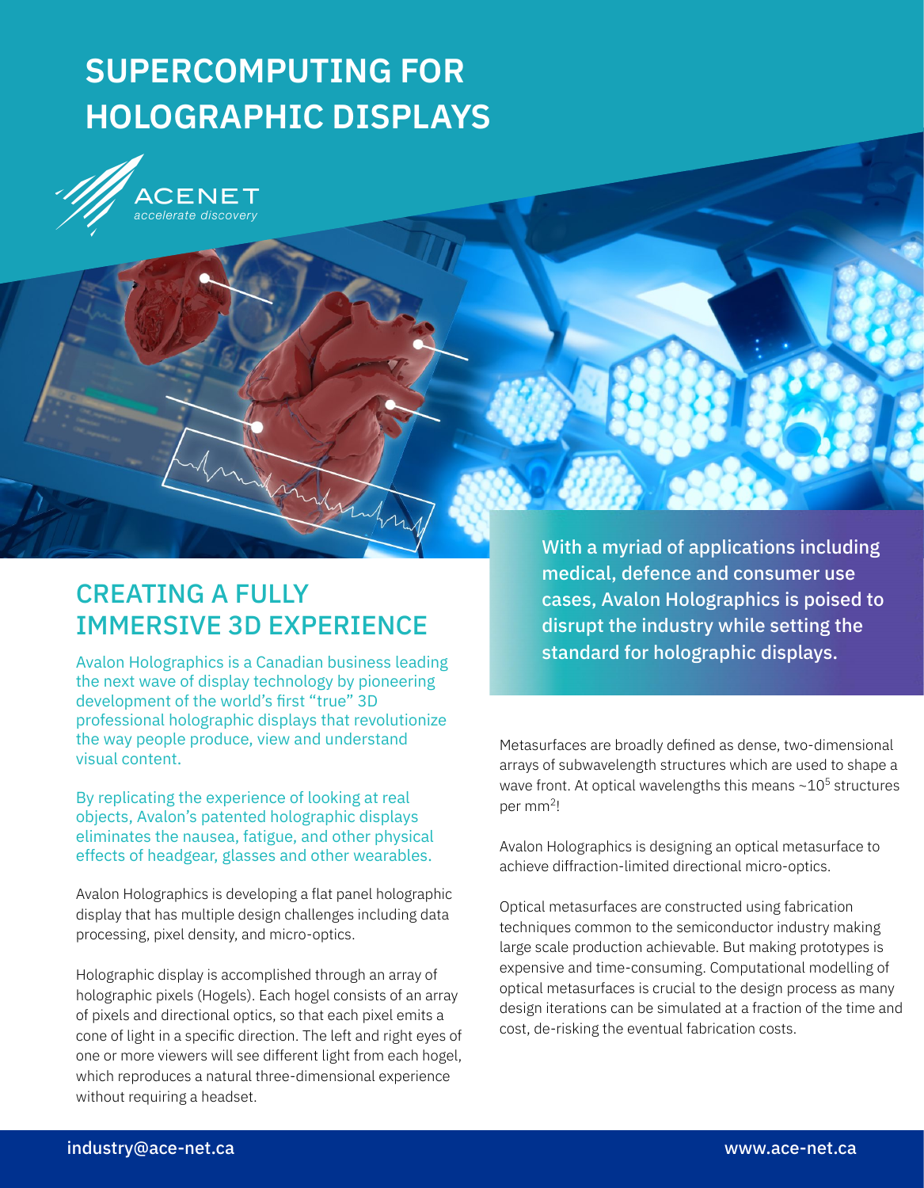# SUPERCOMPUTING FOR HOLOGRAPHIC DISPLAYS

ACENET
*accelerate discovery*

## CREATING A FULLY IMMERSIVE 3D EXPERIENCE

Avalon Holographics is a Canadian business leading the next wave of display technology by pioneering development of the world's first "true" 3D professional holographic displays that revolutionize the way people produce, view and understand visual content.

By replicating the experience of looking at real objects, Avalon's patented holographic displays eliminates the nausea, fatigue, and other physical effects of headgear, glasses and other wearables.

Avalon Holographics is developing a flat panel holographic display that has multiple design challenges including data processing, pixel density, and micro-optics.

Holographic display is accomplished through an array of holographic pixels (Hogels). Each hogel consists of an array of pixels and directional optics, so that each pixel emits a cone of light in a specific direction. The left and right eyes of one or more viewers will see different light from each hogel, which reproduces a natural three-dimensional experience without requiring a headset.

**With a myriad of applications including medical, defence and consumer use cases, Avalon Holographics is poised to disrupt the industry while setting the standard for holographic displays.**

Metasurfaces are broadly defined as dense, two-dimensional arrays of subwavelength structures which are used to shape a wave front. At optical wavelengths this means $\sim 10^5$ structures per $mm^2$!

Avalon Holographics is designing an optical metasurface to achieve diffraction-limited directional micro-optics.

Optical metasurfaces are constructed using fabrication techniques common to the semiconductor industry making large scale production achievable. But making prototypes is expensive and time-consuming. Computational modelling of optical metasurfaces is crucial to the design process as many design iterations can be simulated at a fraction of the time and cost, de-risking the eventual fabrication costs.

industry@ace-net.ca www.ace-net.ca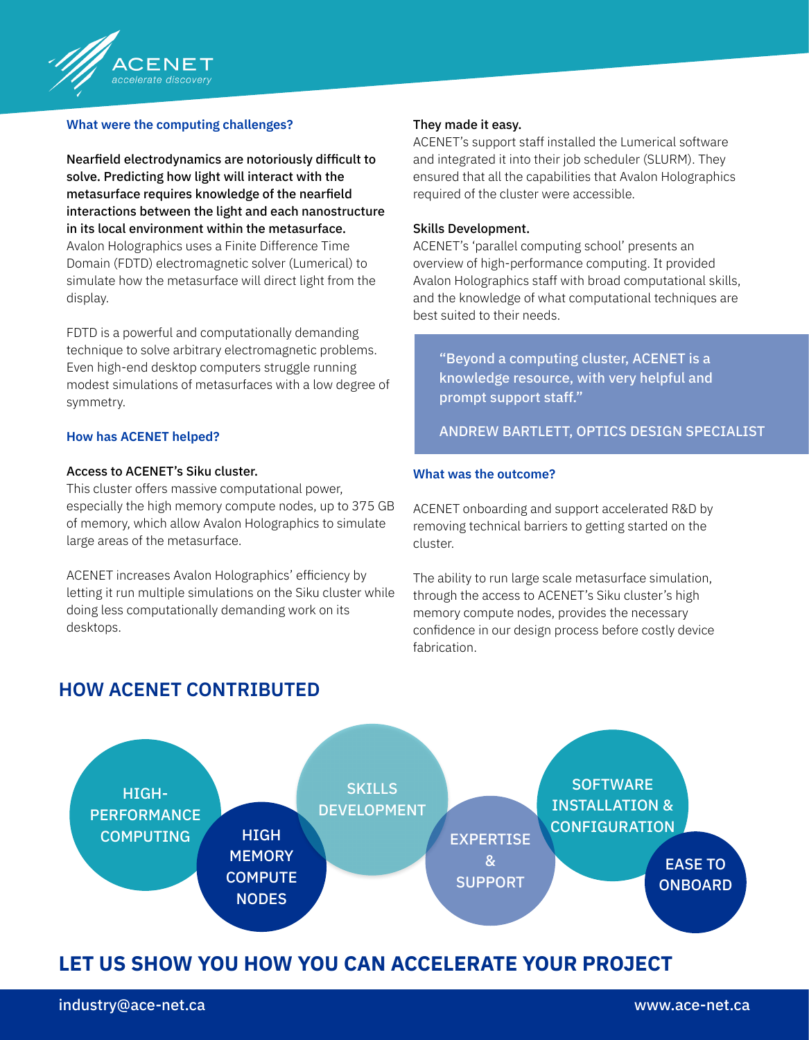### What were the computing challenges?

**Nearfield electrodynamics are notoriously difficult to solve. Predicting how light will interact with the metasurface requires knowledge of the nearfield interactions between the light and each nanostructure in its local environment within the metasurface.** Avalon Holographics uses a Finite Difference Time Domain (FDTD) electromagnetic solver (Lumerical) to simulate how the metasurface will direct light from the display.

FDTD is a powerful and computationally demanding technique to solve arbitrary electromagnetic problems. Even high-end desktop computers struggle running modest simulations of metasurfaces with a low degree of symmetry.

### How has ACENET helped?

**Access to ACENET's Siku cluster.**
This cluster offers massive computational power, especially the high memory compute nodes, up to 375 GB of memory, which allow Avalon Holographics to simulate large areas of the metasurface.

ACENET increases Avalon Holographics' efficiency by letting it run multiple simulations on the Siku cluster while doing less computationally demanding work on its desktops.

**They made it easy.**
ACENET's support staff installed the Lumerical software and integrated it into their job scheduler (SLURM). They ensured that all the capabilities that Avalon Holographics required of the cluster were accessible.

**Skills Development.**
ACENET's 'parallel computing school' presents an overview of high-performance computing. It provided Avalon Holographics staff with broad computational skills, and the knowledge of what computational techniques are best suited to their needs.

> "Beyond a computing cluster, ACENET is a knowledge resource, with very helpful and prompt support staff."
>
> ANDREW BARTLETT, OPTICS DESIGN SPECIALIST

### What was the outcome?

ACENET onboarding and support accelerated R&D by removing technical barriers to getting started on the cluster.

The ability to run large scale metasurface simulation, through the access to ACENET's Siku cluster's high memory compute nodes, provides the necessary confidence in our design process before costly device fabrication.

## HOW ACENET CONTRIBUTED

HIGH-PERFORMANCE COMPUTING

HIGH MEMORY COMPUTE NODES

SKILLS DEVELOPMENT

EXPERTISE & SUPPORT

SOFTWARE INSTALLATION & CONFIGURATION

EASE TO ONBOARD

## LET US SHOW YOU HOW YOU CAN ACCELERATE YOUR PROJECT

industry@ace-net.ca

www.ace-net.ca